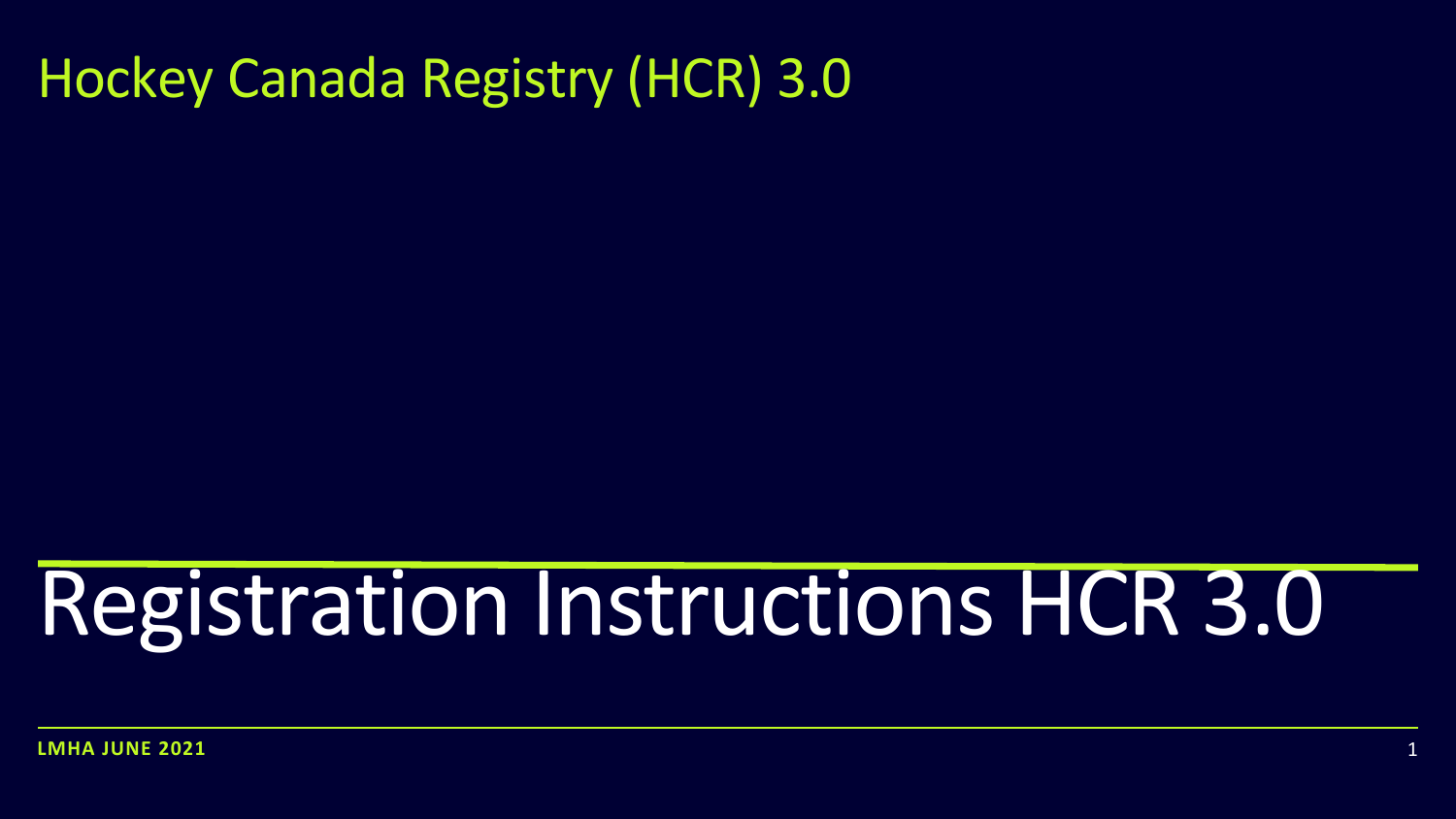Hockey Canada Registry (HCR) 3.0

# Registration Instructions HCR 3.0

**LMHA JUNE 2021**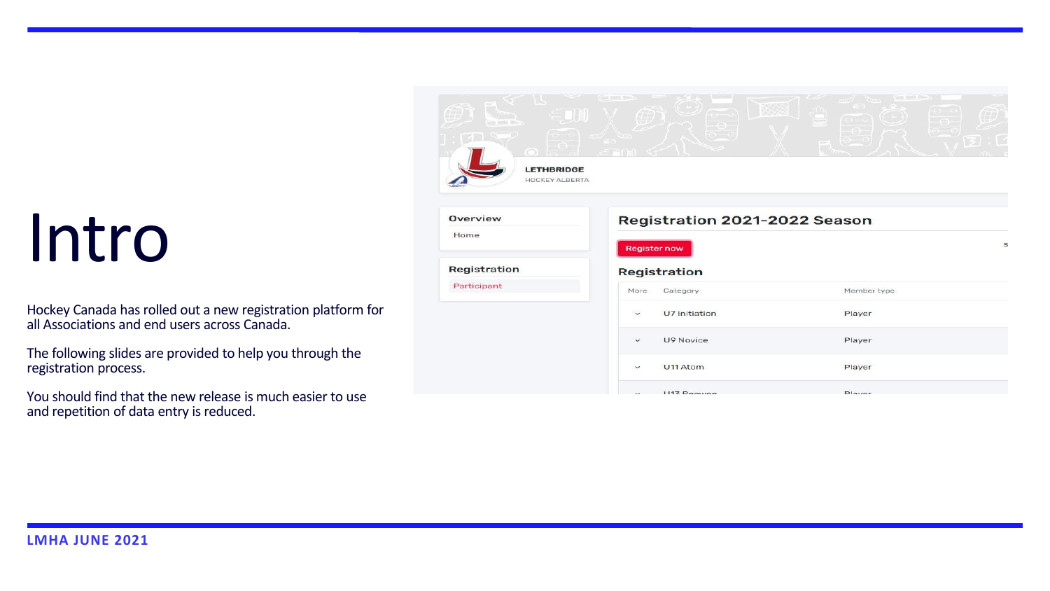# Intro

Hockey Canada has rolled out a new registration platform for all Associations and end users across Canada.

The following slides are provided to help you through the registration process.

You should find that the new release is much easier to use and repetition of data entry is reduced.

LETHBRIDGE
HOCKEY ALBERTA

Overview
Home

Registration
Participant

Registration 2021-2022 Season

Register now

Registration

| More | Category | Member type |
| --- | --- | --- |
| ⌄ | U7 Initiation | Player |
| ⌄ | U9 Novice | Player |
| ⌄ | U11 Atom | Player |
| ⌄ | U13 Peewee | Player |

**LMHA JUNE 2021**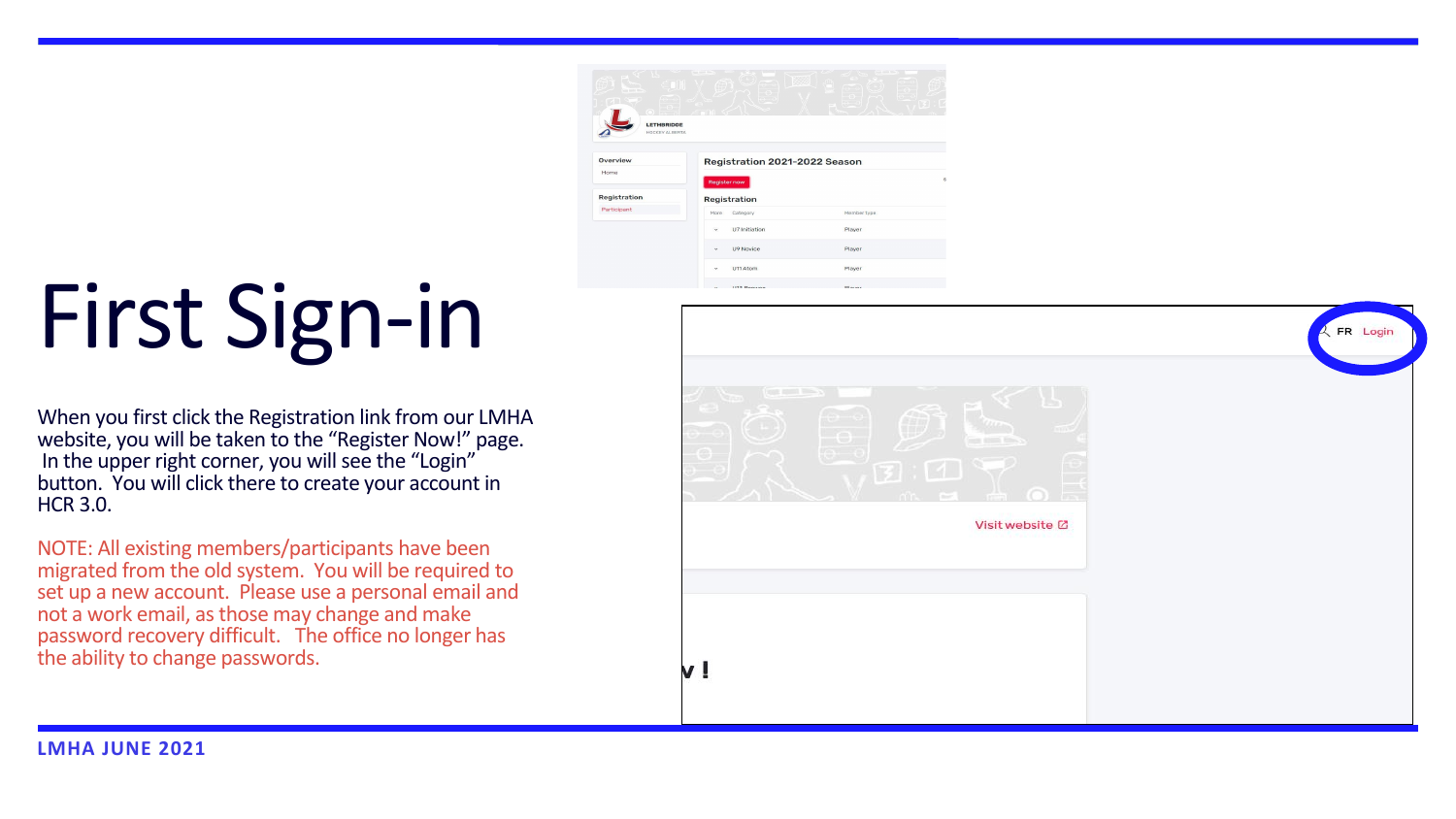# First Sign-in

When you first click the Registration link from our LMHA website, you will be taken to the “Register Now!” page. In the upper right corner, you will see the “Login” button. You will click there to create your account in HCR 3.0.

NOTE: All existing members/participants have been migrated from the old system. You will be required to set up a new account. Please use a personal email and not a work email, as those may change and make password recovery difficult. The office no longer has the ability to change passwords.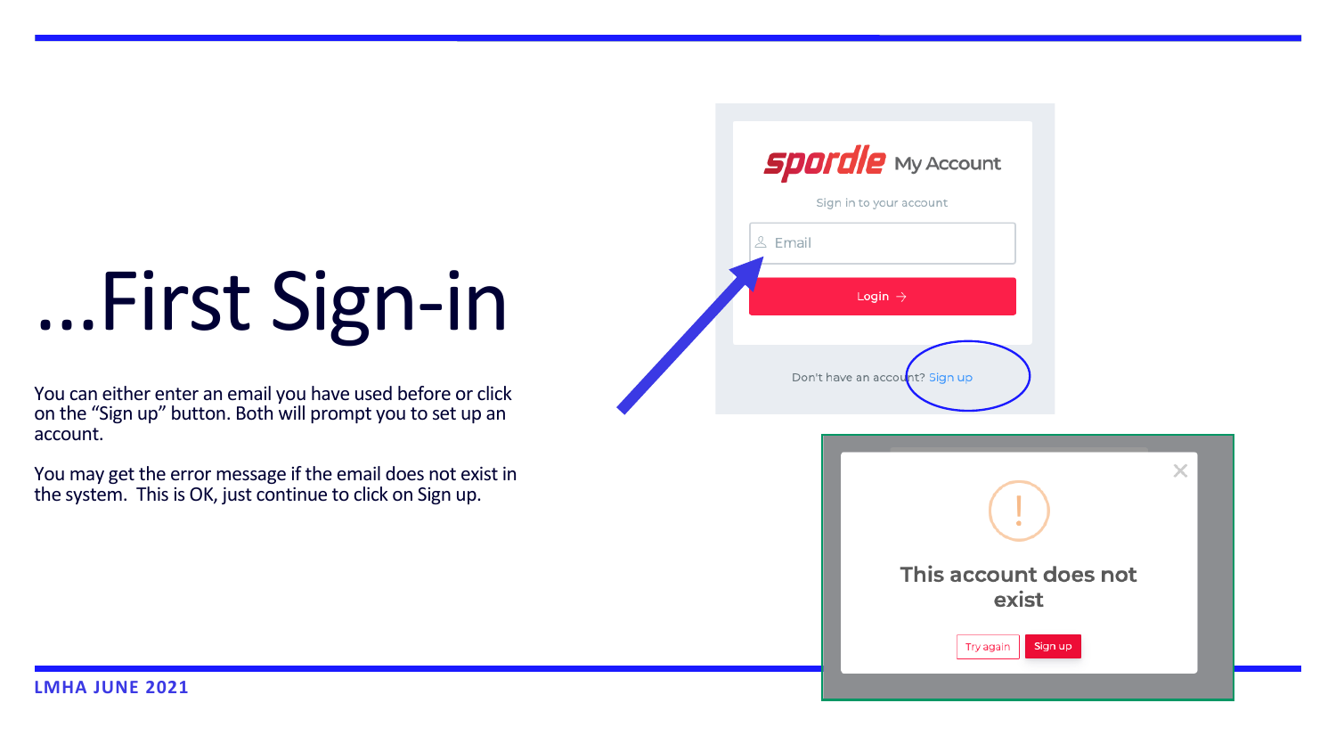# ...First Sign-in

You can either enter an email you have used before or click on the "Sign up" button. Both will prompt you to set up an account.

You may get the error message if the email does not exist in the system. This is OK, just continue to click on Sign up.

spordle My Account

Sign in to your account

Email

Login →

Don't have an account? Sign up

This account does not exist

Try again | Sign up

LMHA JUNE 2021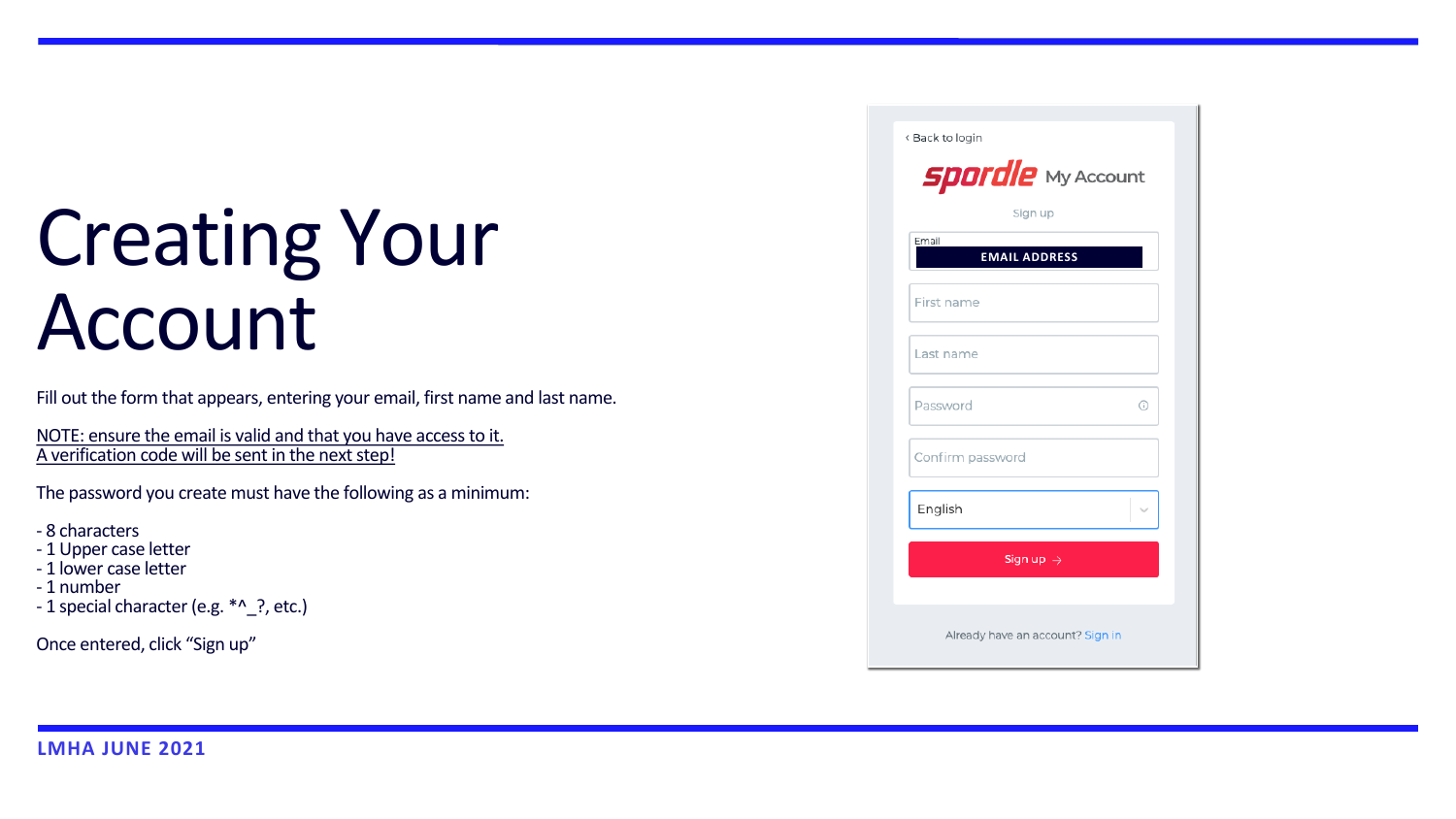# Creating Your Account

Fill out the form that appears, entering your email, first name and last name.

<u>NOTE: ensure the email is valid and that you have access to it.
A verification code will be sent in the next step!</u>

The password you create must have the following as a minimum:

- 8 characters
- 1 Upper case letter
- 1 lower case letter
- 1 number
- 1 special character (e.g. *^_?, etc.)

Once entered, click "Sign up"

‹ Back to login

spordle My Account

Sign up

Email
EMAIL ADDRESS

First name

Last name

Password

Confirm password

English

Sign up →

Already have an account? Sign in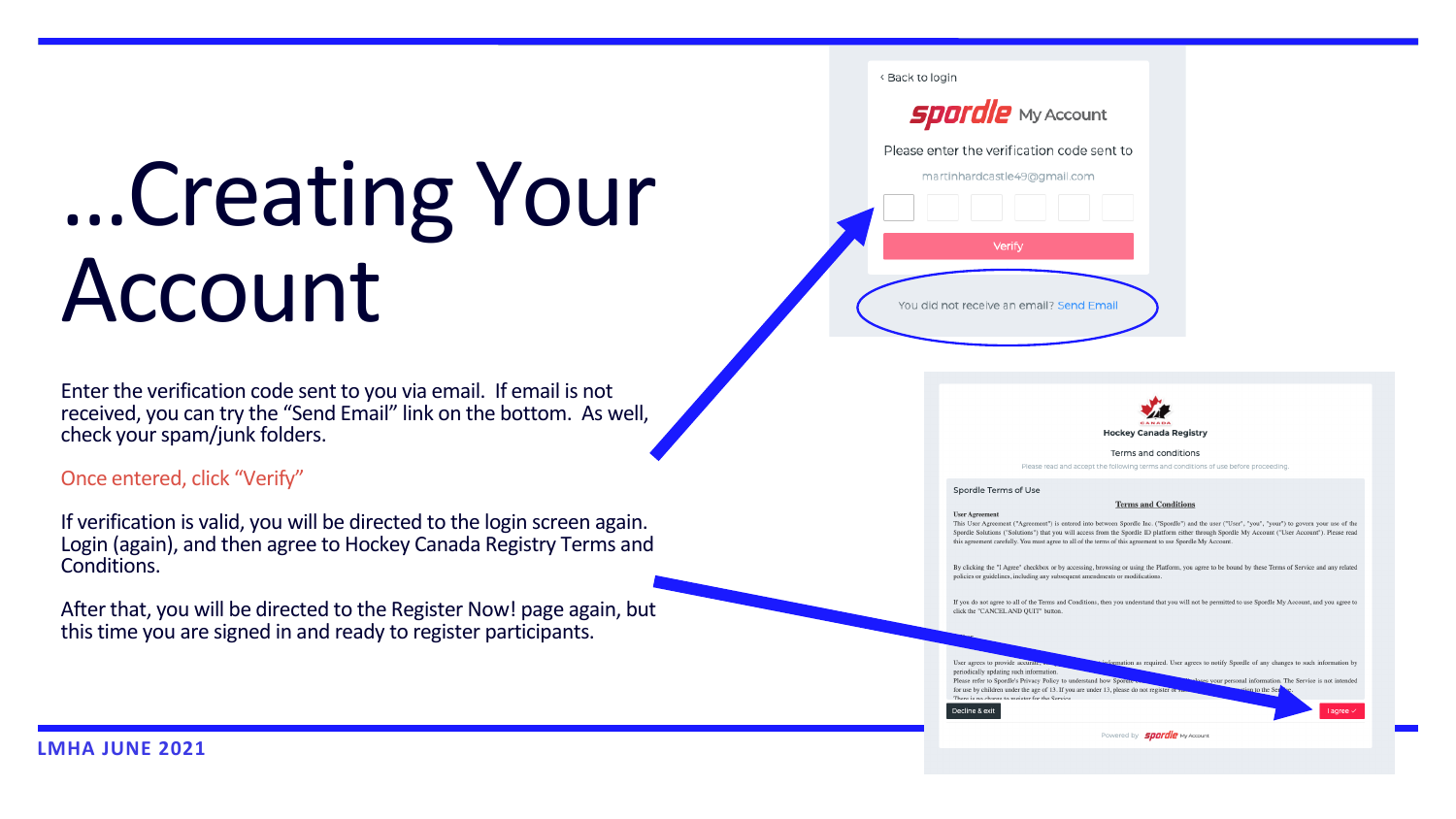# ...Creating Your Account

Enter the verification code sent to you via email. If email is not received, you can try the "Send Email" link on the bottom. As well, check your spam/junk folders.

Once entered, click "Verify"

If verification is valid, you will be directed to the login screen again. Login (again), and then agree to Hockey Canada Registry Terms and Conditions.

After that, you will be directed to the Register Now! page again, but this time you are signed in and ready to register participants.

LMHA JUNE 2021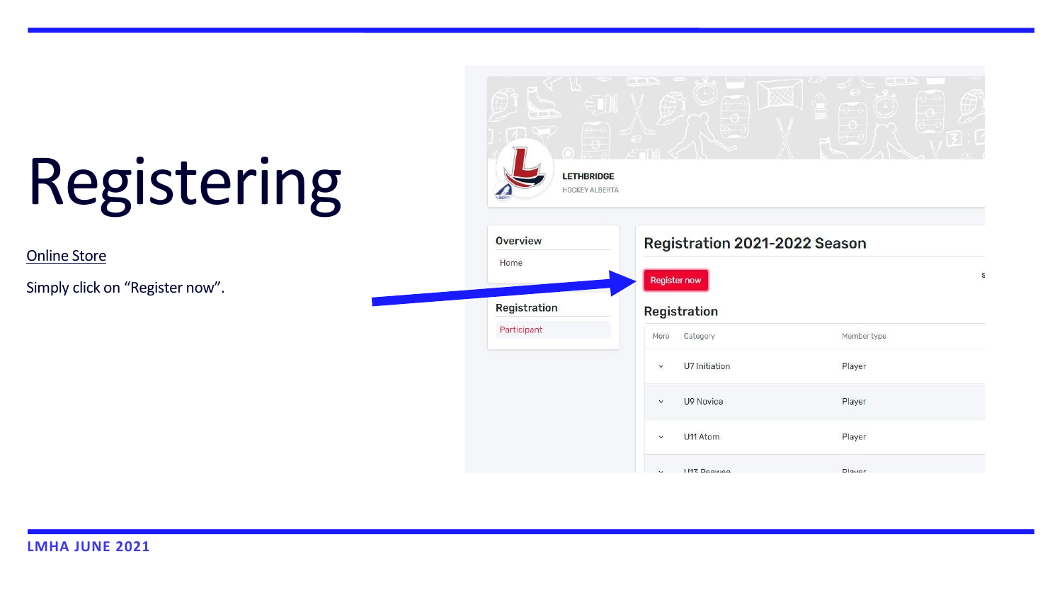# Registering

Online Store

Simply click on “Register now”.

LETHBRIDGE
HOCKEY ALBERTA

Overview
Home

Registration
Participant

Registration 2021-2022 Season

Register now

Registration

| More | Category | Member type |
| --- | --- | --- |
| ˅ | U7 Initiation | Player |
| ˅ | U9 Novice | Player |
| ˅ | U11 Atom | Player |
| ˅ | U13 Peewee | Player |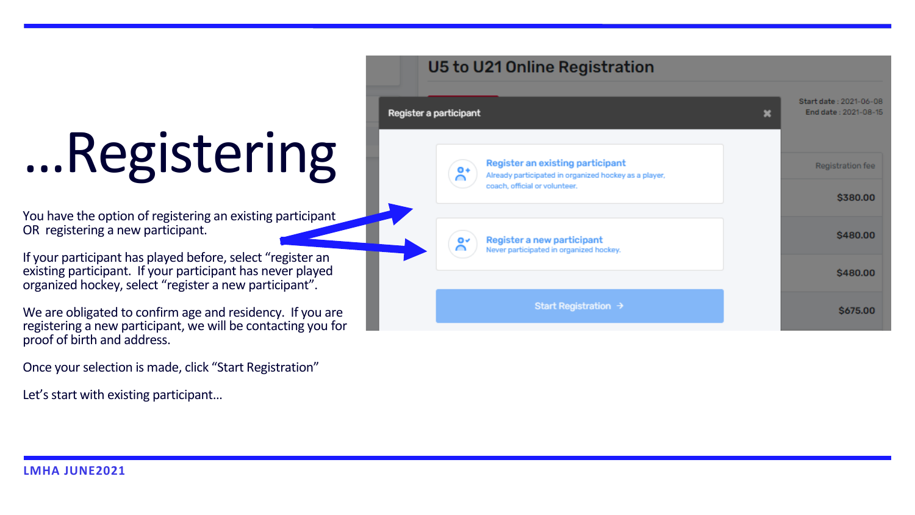# ...Registering

You have the option of registering an existing participant OR registering a new participant.

If your participant has played before, select "register an existing participant. If your participant has never played organized hockey, select "register a new participant".

We are obligated to confirm age and residency. If you are registering a new participant, we will be contacting you for proof of birth and address.

Once your selection is made, click "Start Registration"

Let's start with existing participant…

U5 to U21 Online Registration

Start date : 2021-06-08
End date : 2021-08-15

Register a participant

Register an existing participant
Already participated in organized hockey as a player, coach, official or volunteer.

Register a new participant
Never participated in organized hockey.

Start Registration →

Registration fee
$380.00
$480.00
$480.00
$675.00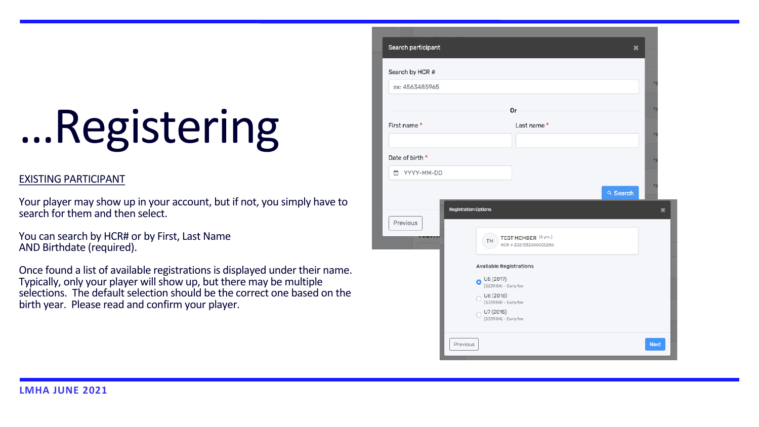# ...Registering

<u>EXISTING PARTICIPANT</u>

Your player may show up in your account, but if not, you simply have to search for them and then select.

You can search by HCR# or by First, Last Name
AND Birthdate (required).

Once found a list of available registrations is displayed under their name. Typically, only your player will show up, but there may be multiple selections. The default selection should be the correct one based on the birth year. Please read and confirm your player.

Search participant

Search by HCR #

ex: 4563485965

Or

First name *

Last name *

Date of birth *

YYYY-MM-DD

Search

Previous

Registration Options

TM TEST MEMBER (4 yrs.)
HCR # 2021532000000286

Available Registrations

U5 (2017)
($239.84) - Early fee

U6 (2016)
($339.84) - Early fee

U7 (2015)
($339.84) - Early fee

Previous

Next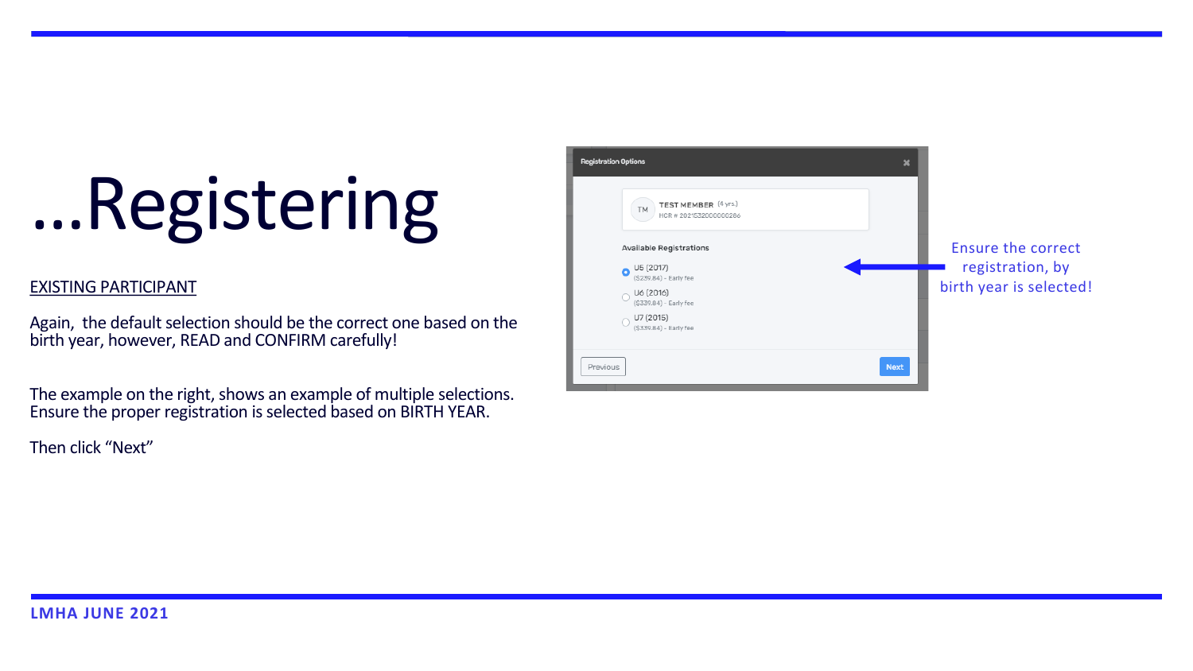# …Registering

EXISTING PARTICIPANT

Again, the default selection should be the correct one based on the birth year, however, READ and CONFIRM carefully!

The example on the right, shows an example of multiple selections. Ensure the proper registration is selected based on BIRTH YEAR.

Then click "Next"

Registration Options

TM TEST MEMBER (4 yrs.)
HCR # 2021532000000286

Available Registrations

U5 (2017)
($239.84) - Early fee

U6 (2016)
($339.84) - Early fee

U7 (2015)
($339.84) - Early fee

Previous

Next

Ensure the correct registration, by birth year is selected!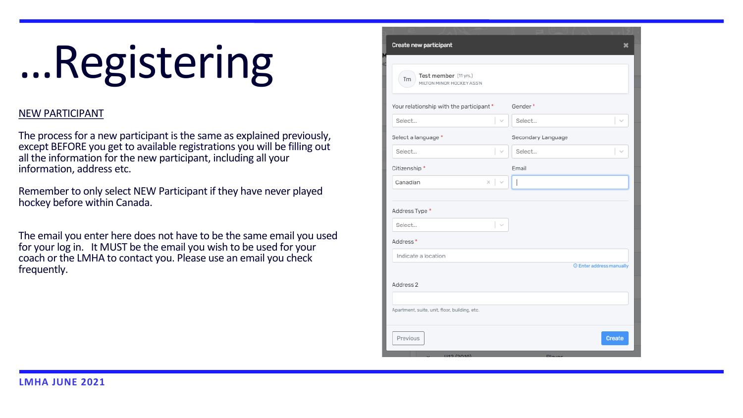# ...Registering

NEW PARTICIPANT

The process for a new participant is the same as explained previously, except BEFORE you get to available registrations you will be filling out all the information for the new participant, including all your information, address etc.

Remember to only select NEW Participant if they have never played hockey before within Canada.

The email you enter here does not have to be the same email you used for your log in. It MUST be the email you wish to be used for your coach or the LMHA to contact you. Please use an email you check frequently.

Create new participant

Tm Test member (11 yrs.)
MILTON MINOR HOCKEY ASS'N

Your relationship with the participant * Select...
Gender * Select...
Select a language * Select...
Secondary Language Select...
Citizenship * Canadian
Email
Address Type * Select...
Address * Indicate a location
Enter address manually
Address 2
Apartment, suite, unit, floor, building, etc.

Previous
Create

LMHA JUNE 2021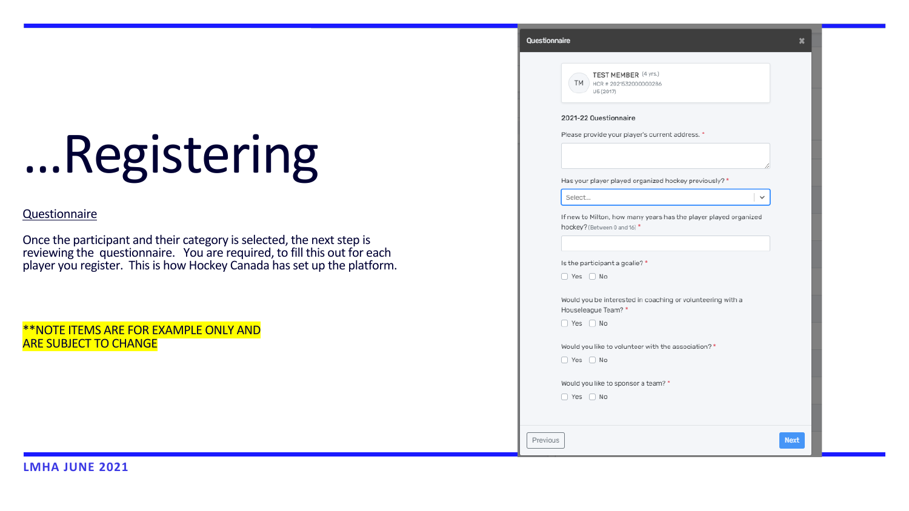# ...Registering

Questionnaire

Once the participant and their category is selected, the next step is reviewing the questionnaire. You are required, to fill this out for each player you register. This is how Hockey Canada has set up the platform.

**NOTE ITEMS ARE FOR EXAMPLE ONLY AND ARE SUBJECT TO CHANGE

Questionnaire

TM TEST MEMBER (4 yrs.)
HCR # 2021532000000286
U5 (2017)

2021-22 Questionnaire

Please provide your player's current address. *

Has your player played organized hockey previously? *

Select...

If new to Milton, how many years has the player played organized hockey? (Between 0 and 16) *

Is the participant a goalie? *

Yes No

Would you be interested in coaching or volunteering with a Houseleague Team? *

Yes No

Would you like to volunteer with the association? *

Yes No

Would you like to sponsor a team? *

Yes No

Previous Next

LMHA JUNE 2021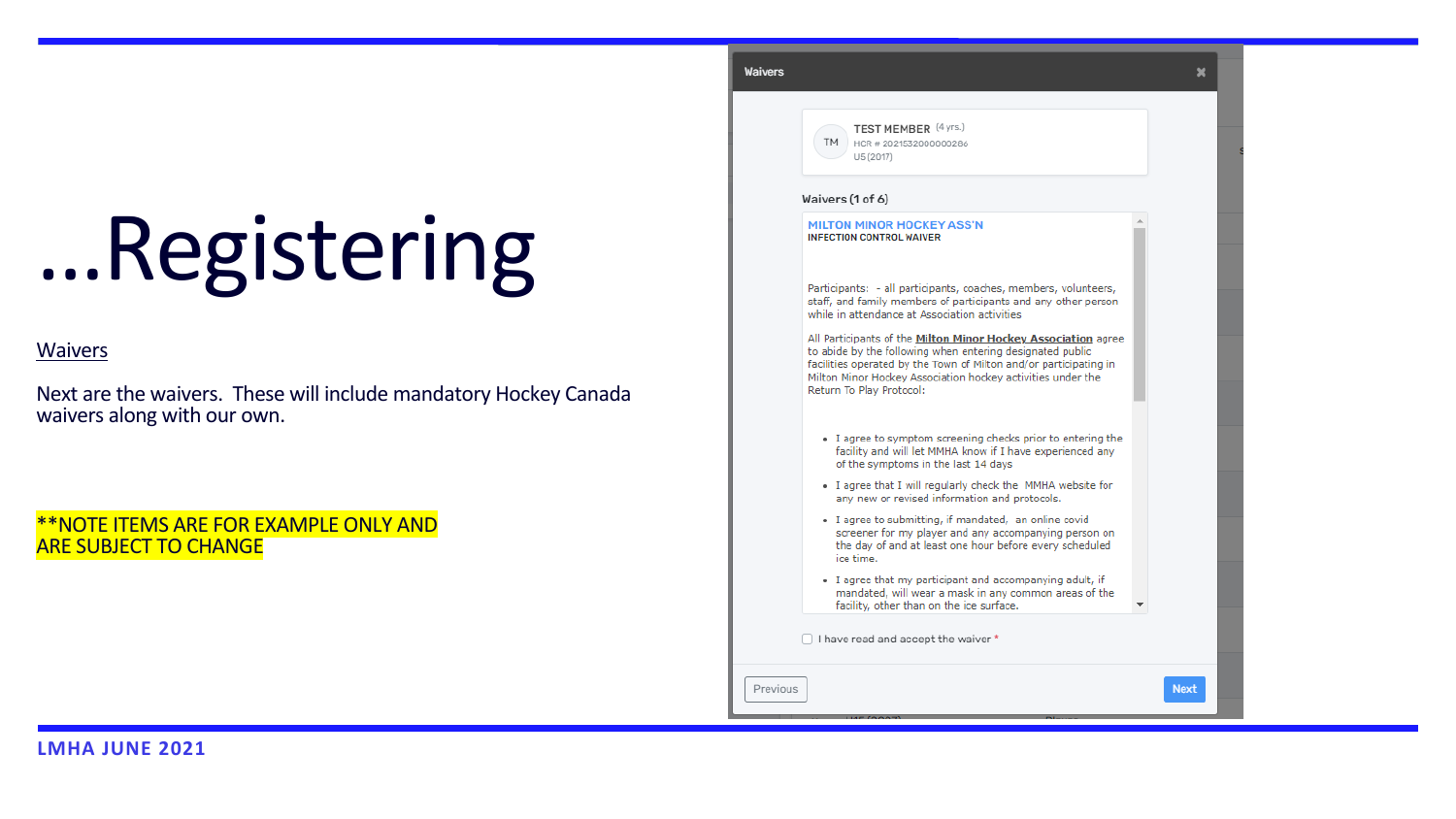# ...Registering

Waivers

Next are the waivers. These will include mandatory Hockey Canada waivers along with our own.

**NOTE ITEMS ARE FOR EXAMPLE ONLY AND ARE SUBJECT TO CHANGE

Waivers

TM

TEST MEMBER (4 yrs.)
HCR # 2021532080000286
U5 (2017)

Waivers (1 of 6)

MILTON MINOR HOCKEY ASS'N
INFECTION CONTROL WAIVER

Participants: - all participants, coaches, members, volunteers, staff, and family members of participants and any other person while in attendance at Association activities

All Participants of the Milton Minor Hockey Association agree to abide by the following when entering designated public facilities operated by the Town of Milton and/or participating in Milton Minor Hockey Association hockey activities under the Return To Play Protocol:

- I agree to symptom screening checks prior to entering the facility and will let MMHA know if I have experienced any of the symptoms in the last 14 days
- I agree that I will regularly check the MMHA website for any new or revised information and protocols.
- I agree to submitting, if mandated, an online covid screener for my player and any accompanying person on the day of and at least one hour before every scheduled ice time.
- I agree that my participant and accompanying adult, if mandated, will wear a mask in any common areas of the facility, other than on the ice surface.

I have read and accept the waiver *

Previous

Next

LMHA JUNE 2021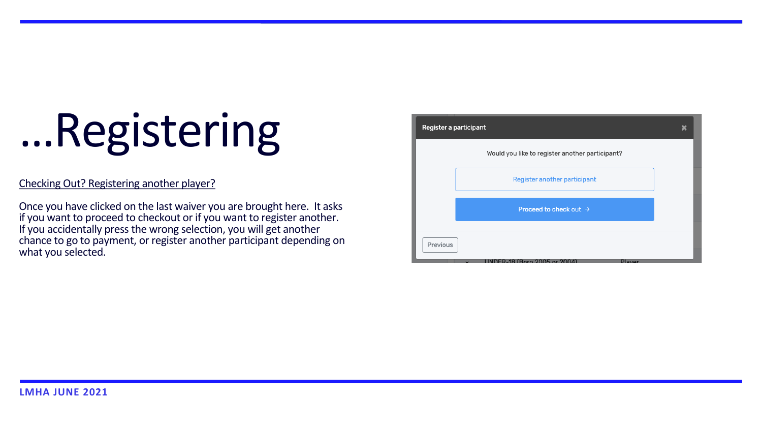# …Registering

Checking Out? Registering another player?

Once you have clicked on the last waiver you are brought here. It asks if you want to proceed to checkout or if you want to register another. If you accidentally press the wrong selection, you will get another chance to go to payment, or register another participant depending on what you selected.

Register a participant

Would you like to register another participant?

Register another participant

Proceed to check out →

Previous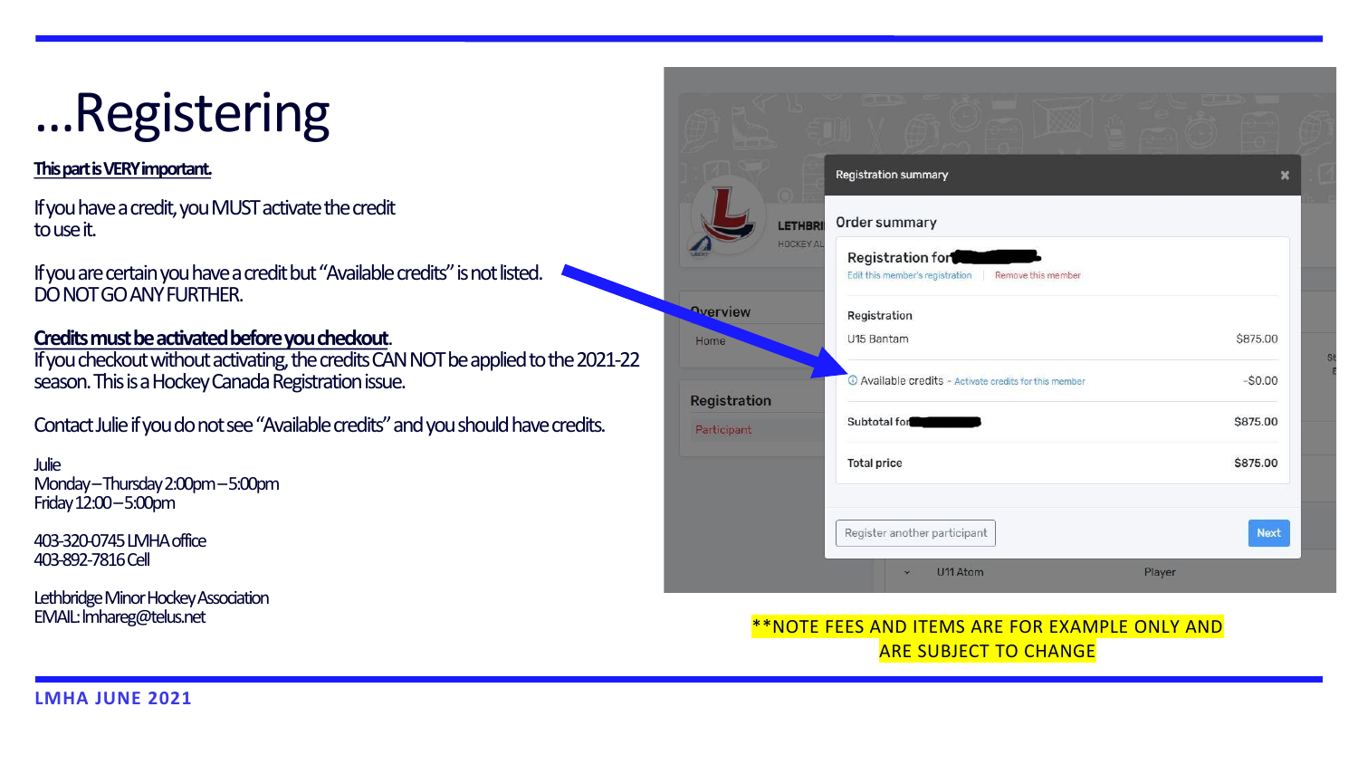# ...Registering

**<u>This part is VERY important.</u>**

If you have a credit, you MUST activate the credit to use it.

If you are certain you have a credit but "Available credits" is not listed. DO NOT GO ANY FURTHER.

**<u>Credits must be activated before you checkout</u>**.
If you checkout without activating, the credits CAN NOT be applied to the 2021-22 season. This is a Hockey Canada Registration issue.

Contact Julie if you do not see "Available credits" and you should have credits.

Julie
Monday – Thursday 2:00pm – 5:00pm
Friday 12:00 – 5:00pm

403-320-0745 LMHA office
403-892-7816 Cell

Lethbridge Minor Hockey Association
EMAIL: lmhareg@telus.net

Registration summary

Order summary

Registration for ███

Edit this member's registration | Remove this member

| Registration | |
|---|---|
| U15 Bantam | $875.00 |
| Available credits - Activate credits for this member | -$0.00 |
| Subtotal for ███ | $875.00 |
| Total price | $875.00 |

Register another participant | Next

**NOTE FEES AND ITEMS ARE FOR EXAMPLE ONLY AND ARE SUBJECT TO CHANGE

LMHA JUNE 2021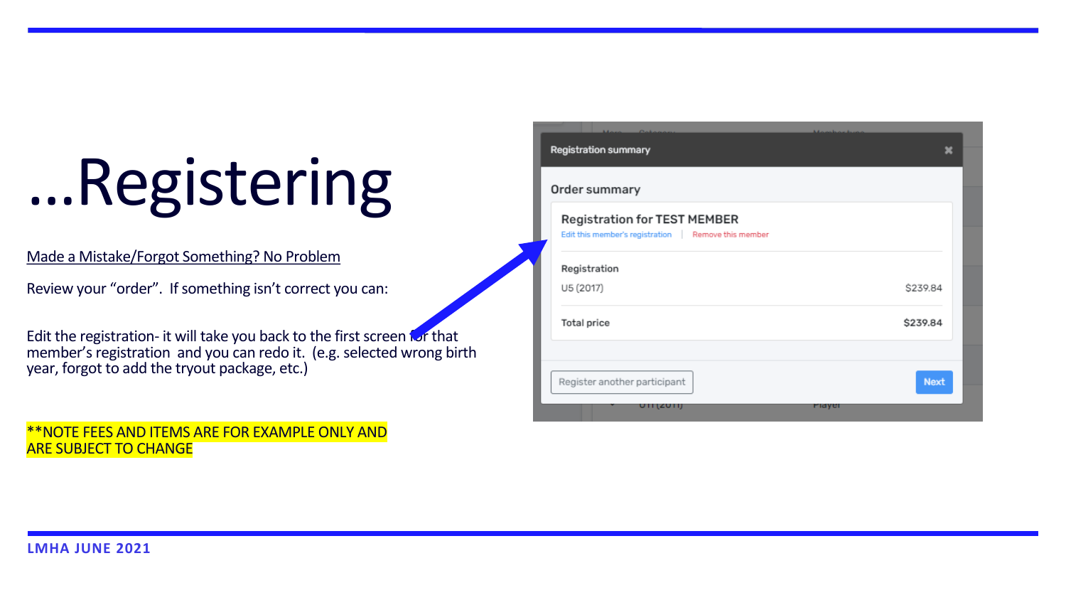# ...Registering

Made a Mistake/Forgot Something? No Problem

Review your "order". If something isn't correct you can:

Edit the registration- it will take you back to the first screen for that member's registration and you can redo it. (e.g. selected wrong birth year, forgot to add the tryout package, etc.)

**NOTE FEES AND ITEMS ARE FOR EXAMPLE ONLY AND ARE SUBJECT TO CHANGE

Registration summary

Order summary

Registration for TEST MEMBER

Edit this member's registration | Remove this member

Registration

U5 (2017) $239.84

Total price $239.84

Register another participant

Next

LMHA JUNE 2021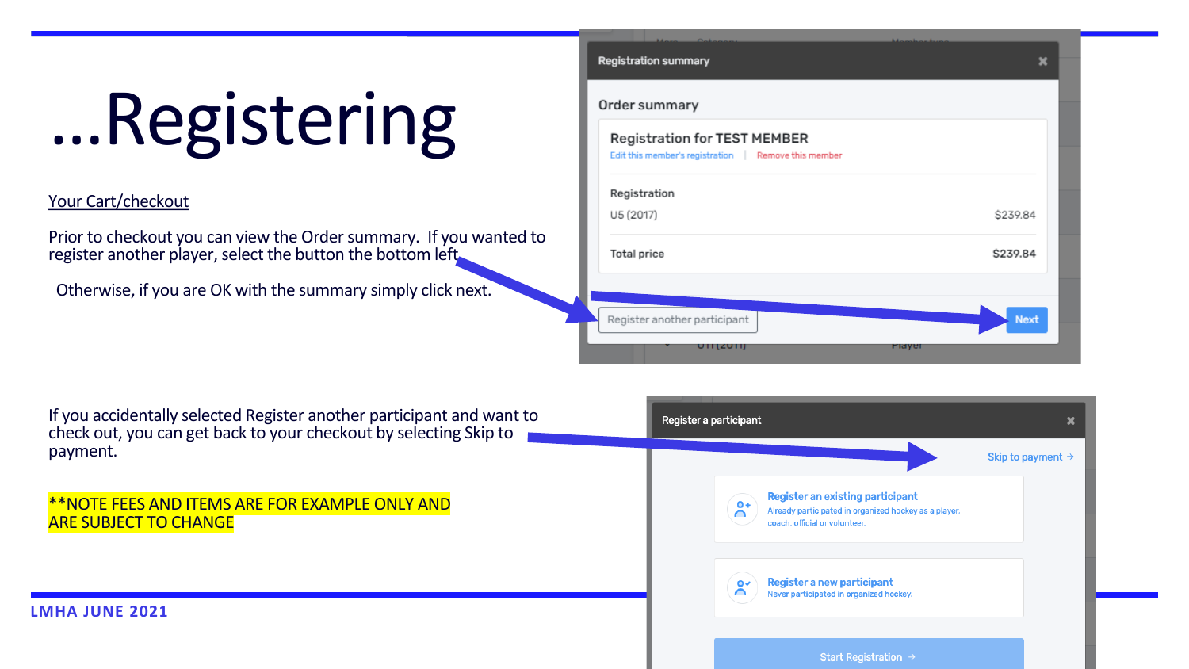# …Registering

Your Cart/checkout

Prior to checkout you can view the Order summary. If you wanted to register another player, select the button the bottom left.

Otherwise, if you are OK with the summary simply click next.

Registration summary

Order summary

Registration for TEST MEMBER

Edit this member's registration | Remove this member

Registration

| U5 (2017) | $239.84 |
| --- | --- |
| Total price | $239.84 |

Register another participant

Next

If you accidentally selected Register another participant and want to check out, you can get back to your checkout by selecting Skip to payment.

Register a participant

Skip to payment →

**Register an existing participant**
Already participated in organized hockey as a player, coach, official or volunteer.

**Register a new participant**
Never participated in organized hockey.

Start Registration →

**NOTE FEES AND ITEMS ARE FOR EXAMPLE ONLY AND ARE SUBJECT TO CHANGE

LMHA JUNE 2021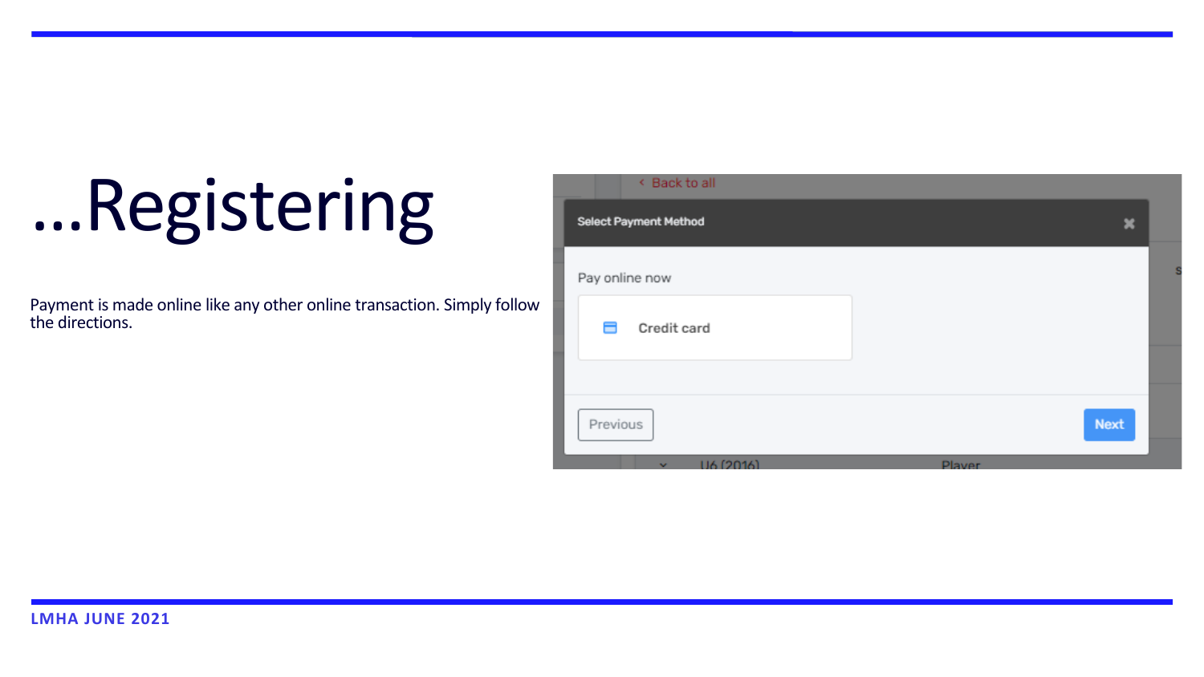# ...Registering

Payment is made online like any other online transaction. Simply follow the directions.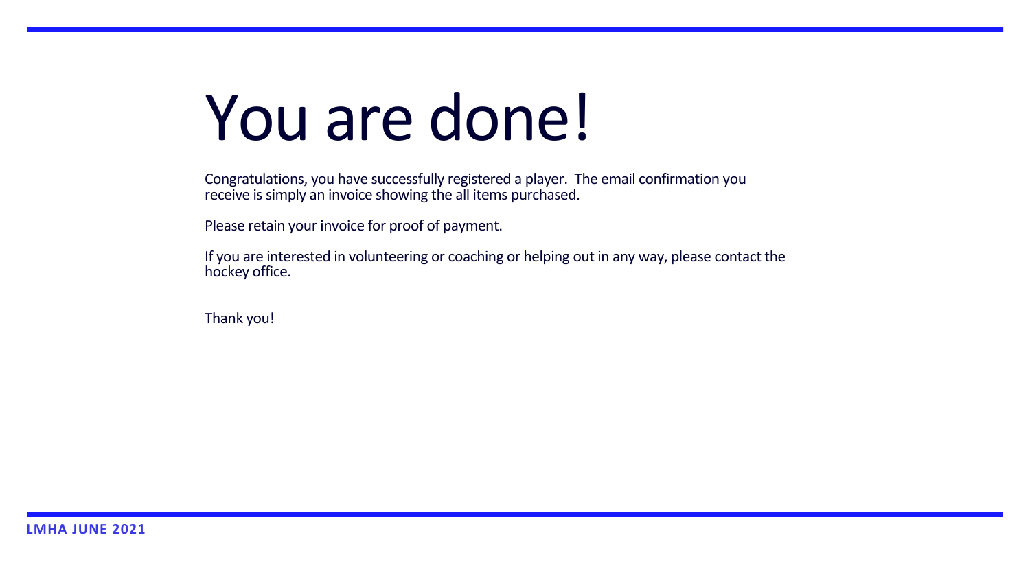# You are done!

Congratulations, you have successfully registered a player. The email confirmation you receive is simply an invoice showing the all items purchased.

Please retain your invoice for proof of payment.

If you are interested in volunteering or coaching or helping out in any way, please contact the hockey office.

Thank you!